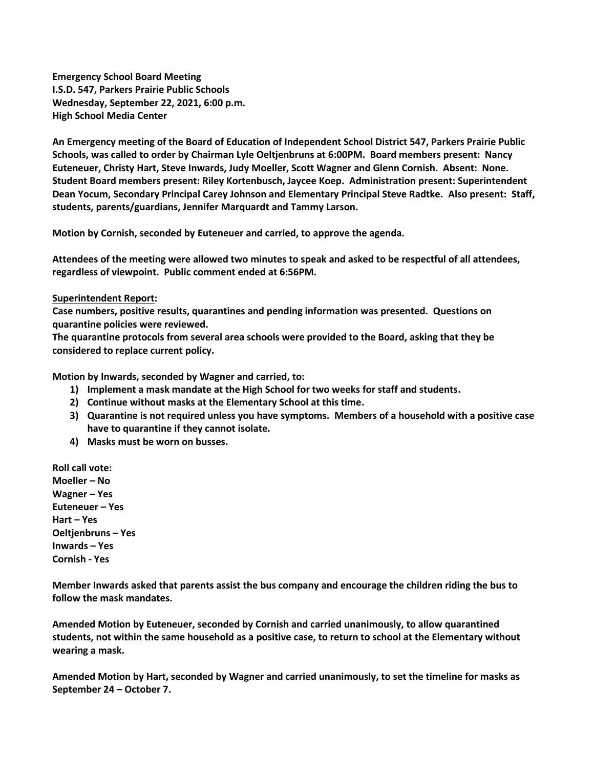**Emergency School Board Meeting**
**I.S.D. 547, Parkers Prairie Public Schools**
**Wednesday, September 22, 2021, 6:00 p.m.**
**High School Media Center**

**An Emergency meeting of the Board of Education of Independent School District 547, Parkers Prairie Public Schools, was called to order by Chairman Lyle Oeltjenbruns at 6:00PM. Board members present: Nancy Euteneuer, Christy Hart, Steve Inwards, Judy Moeller, Scott Wagner and Glenn Cornish. Absent: None. Student Board members present: Riley Kortenbusch, Jaycee Koep. Administration present: Superintendent Dean Yocum, Secondary Principal Carey Johnson and Elementary Principal Steve Radtke. Also present: Staff, students, parents/guardians, Jennifer Marquardt and Tammy Larson.**

**Motion by Cornish, seconded by Euteneuer and carried, to approve the agenda.**

**Attendees of the meeting were allowed two minutes to speak and asked to be respectful of all attendees, regardless of viewpoint. Public comment ended at 6:56PM.**

**<u>Superintendent Report</u>:**
**Case numbers, positive results, quarantines and pending information was presented. Questions on quarantine policies were reviewed.**
**The quarantine protocols from several area schools were provided to the Board, asking that they be considered to replace current policy.**

**Motion by Inwards, seconded by Wagner and carried, to:**

1) **Implement a mask mandate at the High School for two weeks for staff and students.**
2) **Continue without masks at the Elementary School at this time.**
3) **Quarantine is not required unless you have symptoms. Members of a household with a positive case have to quarantine if they cannot isolate.**
4) **Masks must be worn on busses.**

**Roll call vote:**
**Moeller – No**
**Wagner – Yes**
**Euteneuer – Yes**
**Hart – Yes**
**Oeltjenbruns – Yes**
**Inwards – Yes**
**Cornish - Yes**

**Member Inwards asked that parents assist the bus company and encourage the children riding the bus to follow the mask mandates.**

**Amended Motion by Euteneuer, seconded by Cornish and carried unanimously, to allow quarantined students, not within the same household as a positive case, to return to school at the Elementary without wearing a mask.**

**Amended Motion by Hart, seconded by Wagner and carried unanimously, to set the timeline for masks as September 24 – October 7.**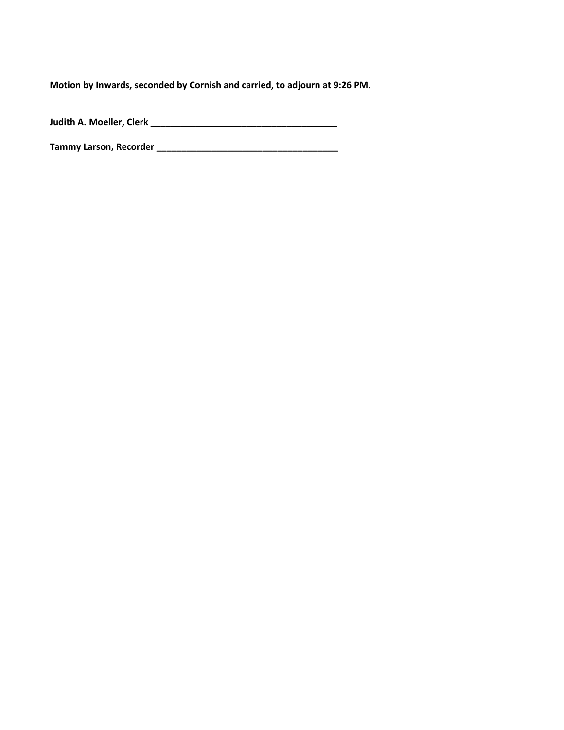**Motion by Inwards, seconded by Cornish and carried, to adjourn at 9:26 PM.**

**Judith A. Moeller, Clerk ____________________________________**

**Tammy Larson, Recorder ___________________________________**